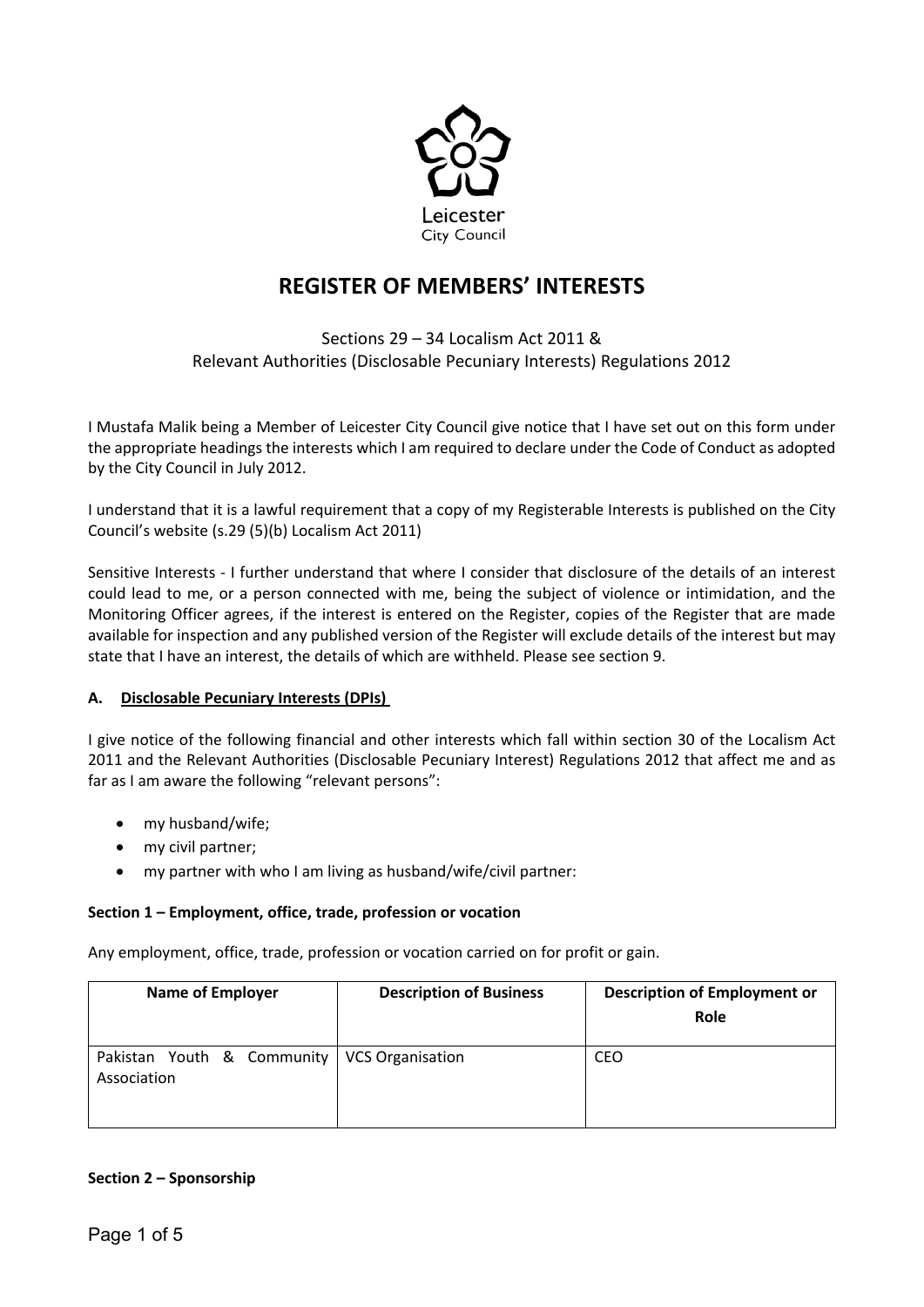Leicester City Council

# REGISTER OF MEMBERS' INTERESTS

Sections 29 – 34 Localism Act 2011 &
Relevant Authorities (Disclosable Pecuniary Interests) Regulations 2012

I Mustafa Malik being a Member of Leicester City Council give notice that I have set out on this form under the appropriate headings the interests which I am required to declare under the Code of Conduct as adopted by the City Council in July 2012.

I understand that it is a lawful requirement that a copy of my Registerable Interests is published on the City Council's website (s.29 (5)(b) Localism Act 2011)

Sensitive Interests - I further understand that where I consider that disclosure of the details of an interest could lead to me, or a person connected with me, being the subject of violence or intimidation, and the Monitoring Officer agrees, if the interest is entered on the Register, copies of the Register that are made available for inspection and any published version of the Register will exclude details of the interest but may state that I have an interest, the details of which are withheld. Please see section 9.

### A. Disclosable Pecuniary Interests (DPIs)

I give notice of the following financial and other interests which fall within section 30 of the Localism Act 2011 and the Relevant Authorities (Disclosable Pecuniary Interest) Regulations 2012 that affect me and as far as I am aware the following "relevant persons":

- my husband/wife;
- my civil partner;
- my partner with who I am living as husband/wife/civil partner:

**Section 1 – Employment, office, trade, profession or vocation**

Any employment, office, trade, profession or vocation carried on for profit or gain.

| Name of Employer | Description of Business | Description of Employment or Role |
|---|---|---|
| Pakistan Youth & Community Association | VCS Organisation | CEO |

**Section 2 – Sponsorship**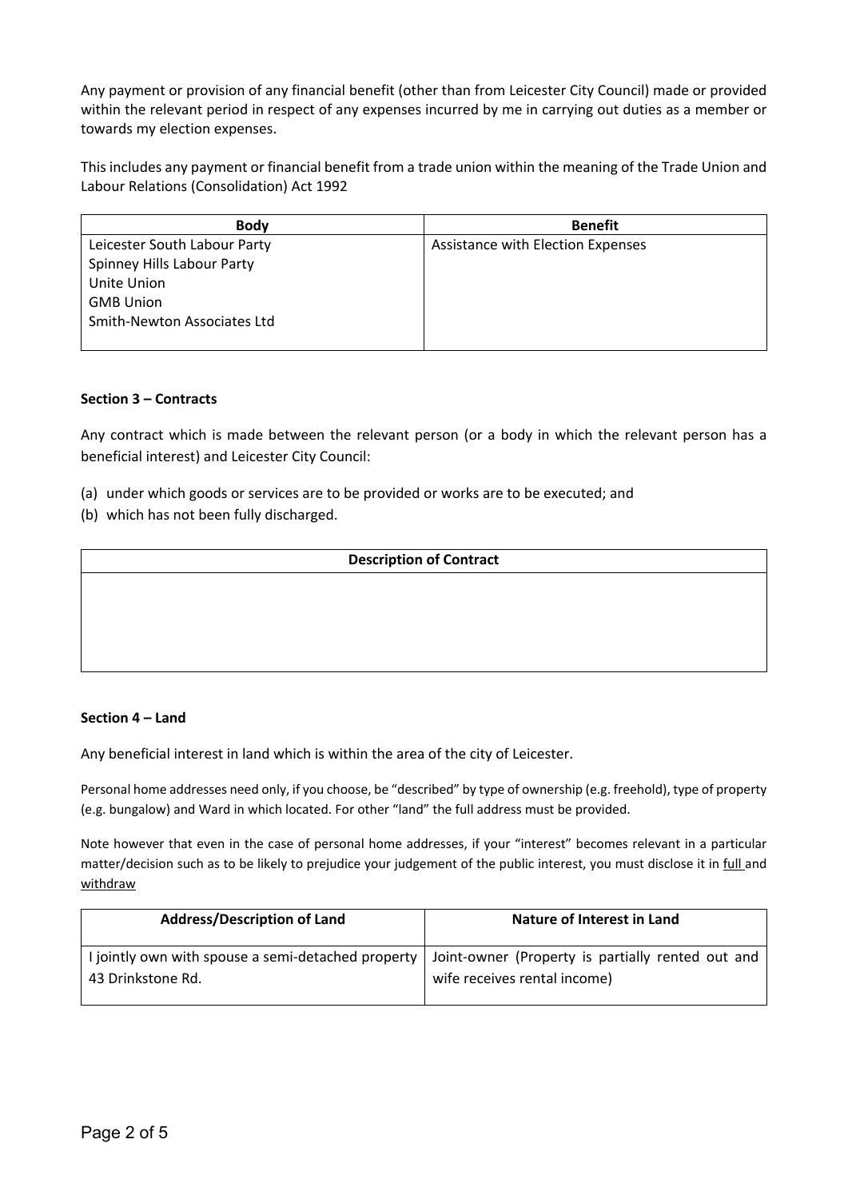Any payment or provision of any financial benefit (other than from Leicester City Council) made or provided within the relevant period in respect of any expenses incurred by me in carrying out duties as a member or towards my election expenses.

This includes any payment or financial benefit from a trade union within the meaning of the Trade Union and Labour Relations (Consolidation) Act 1992

| Body | Benefit |
|---|---|
| Leicester South Labour Party<br>Spinney Hills Labour Party<br>Unite Union<br>GMB Union<br>Smith-Newton Associates Ltd | Assistance with Election Expenses |

**Section 3 – Contracts**

Any contract which is made between the relevant person (or a body in which the relevant person has a beneficial interest) and Leicester City Council:

(a) under which goods or services are to be provided or works are to be executed; and
(b) which has not been fully discharged.

| Description of Contract |
|---|
| |

**Section 4 – Land**

Any beneficial interest in land which is within the area of the city of Leicester.

Personal home addresses need only, if you choose, be "described" by type of ownership (e.g. freehold), type of property (e.g. bungalow) and Ward in which located. For other "land" the full address must be provided.

Note however that even in the case of personal home addresses, if your "interest" becomes relevant in a particular matter/decision such as to be likely to prejudice your judgement of the public interest, you must disclose it in <u>full</u> and <u>withdraw</u>

| Address/Description of Land | Nature of Interest in Land |
|---|---|
| I jointly own with spouse a semi-detached property 43 Drinkstone Rd. | Joint-owner (Property is partially rented out and wife receives rental income) |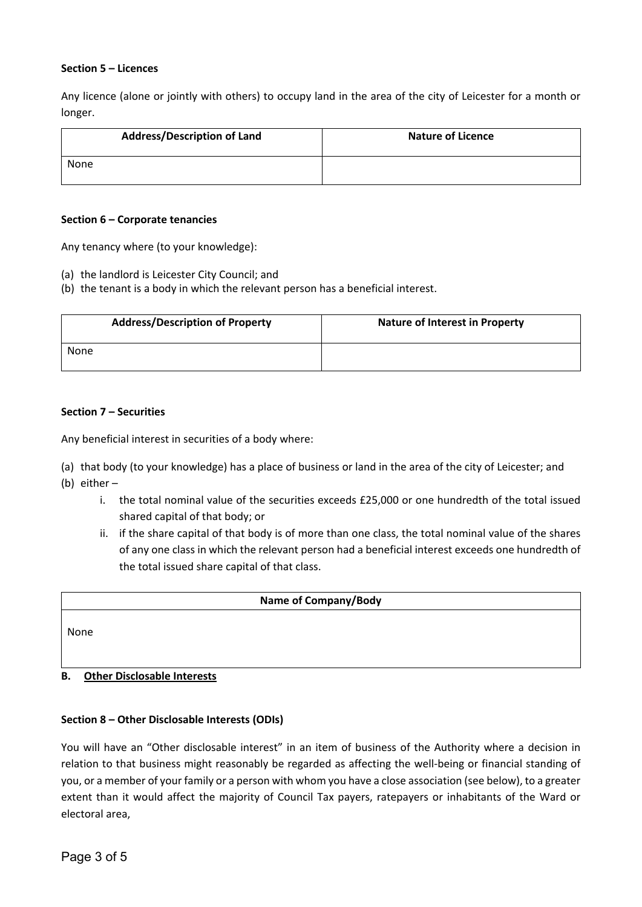**Section 5 – Licences**

Any licence (alone or jointly with others) to occupy land in the area of the city of Leicester for a month or longer.

| Address/Description of Land | Nature of Licence |
| --- | --- |
| None | |

**Section 6 – Corporate tenancies**

Any tenancy where (to your knowledge):

(a) the landlord is Leicester City Council; and
(b) the tenant is a body in which the relevant person has a beneficial interest.

| Address/Description of Property | Nature of Interest in Property |
| --- | --- |
| None | |

**Section 7 – Securities**

Any beneficial interest in securities of a body where:

(a) that body (to your knowledge) has a place of business or land in the area of the city of Leicester; and
(b) either –

  i. the total nominal value of the securities exceeds £25,000 or one hundredth of the total issued shared capital of that body; or
  ii. if the share capital of that body is of more than one class, the total nominal value of the shares of any one class in which the relevant person had a beneficial interest exceeds one hundredth of the total issued share capital of that class.

| Name of Company/Body |
| --- |
| None |

## B. Other Disclosable Interests

**Section 8 – Other Disclosable Interests (ODIs)**

You will have an "Other disclosable interest" in an item of business of the Authority where a decision in relation to that business might reasonably be regarded as affecting the well-being or financial standing of you, or a member of your family or a person with whom you have a close association (see below), to a greater extent than it would affect the majority of Council Tax payers, ratepayers or inhabitants of the Ward or electoral area,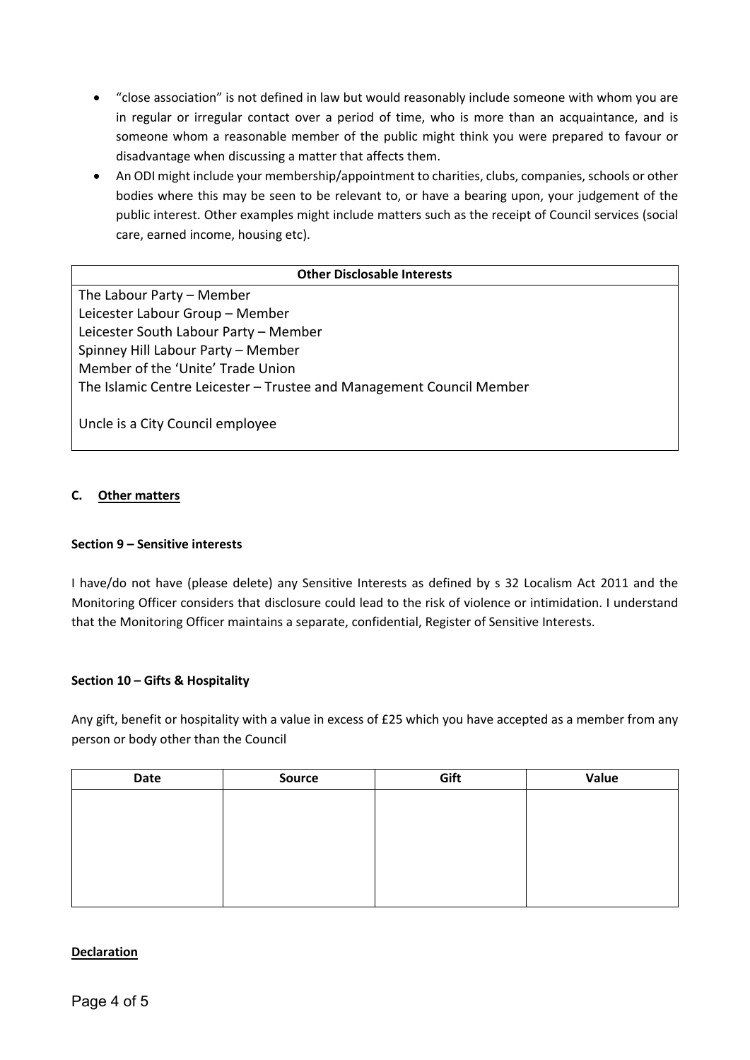- “close association” is not defined in law but would reasonably include someone with whom you are in regular or irregular contact over a period of time, who is more than an acquaintance, and is someone whom a reasonable member of the public might think you were prepared to favour or disadvantage when discussing a matter that affects them.
- An ODI might include your membership/appointment to charities, clubs, companies, schools or other bodies where this may be seen to be relevant to, or have a bearing upon, your judgement of the public interest. Other examples might include matters such as the receipt of Council services (social care, earned income, housing etc).

| Other Disclosable Interests |
| --- |
| The Labour Party – Member<br>Leicester Labour Group – Member<br>Leicester South Labour Party – Member<br>Spinney Hill Labour Party – Member<br>Member of the ‘Unite’ Trade Union<br>The Islamic Centre Leicester – Trustee and Management Council Member<br><br>Uncle is a City Council employee |

### C. Other matters

#### Section 9 – Sensitive interests

I have/do not have (please delete) any Sensitive Interests as defined by s 32 Localism Act 2011 and the Monitoring Officer considers that disclosure could lead to the risk of violence or intimidation. I understand that the Monitoring Officer maintains a separate, confidential, Register of Sensitive Interests.

#### Section 10 – Gifts & Hospitality

Any gift, benefit or hospitality with a value in excess of £25 which you have accepted as a member from any person or body other than the Council

| Date | Source | Gift | Value |
| --- | --- | --- | --- |
| | | | |

#### Declaration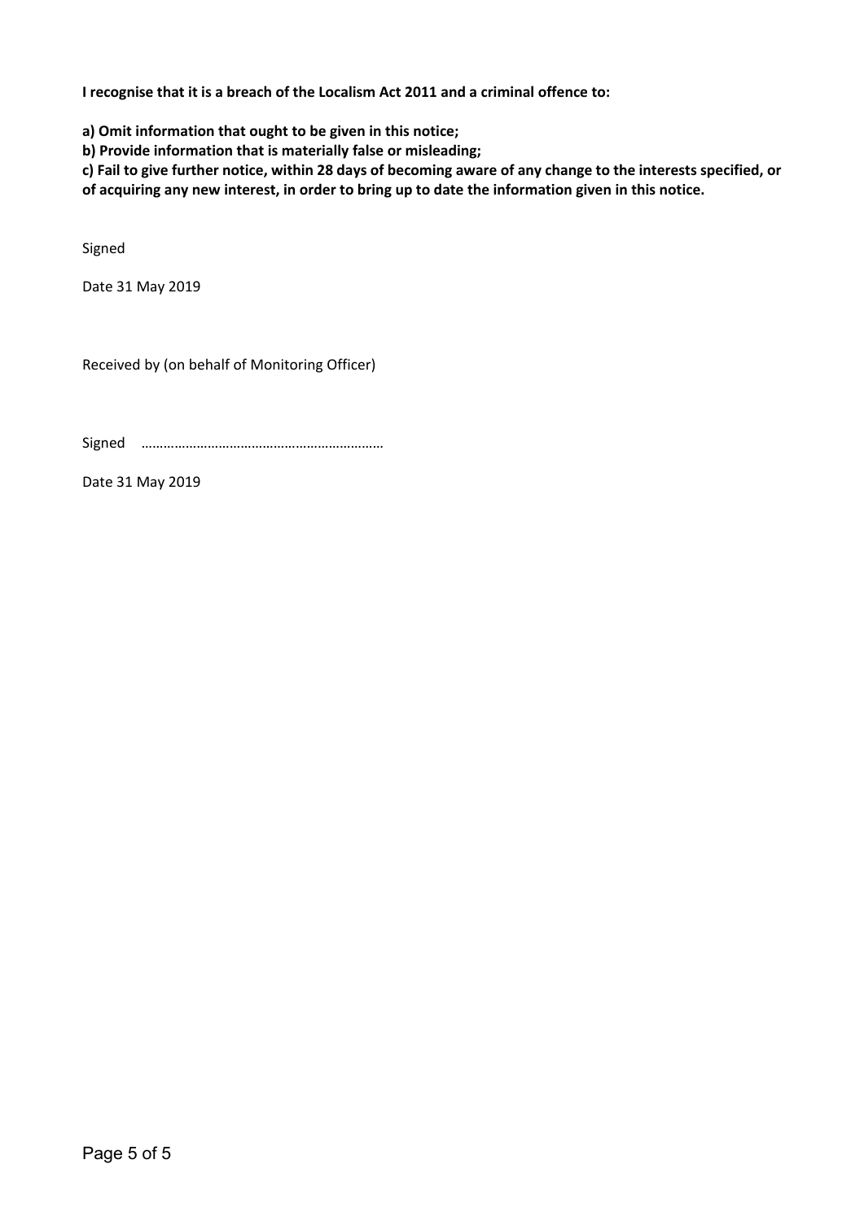**I recognise that it is a breach of the Localism Act 2011 and a criminal offence to:**

**a) Omit information that ought to be given in this notice;**
**b) Provide information that is materially false or misleading;**
**c) Fail to give further notice, within 28 days of becoming aware of any change to the interests specified, or of acquiring any new interest, in order to bring up to date the information given in this notice.**

Signed

Date 31 May 2019

Received by (on behalf of Monitoring Officer)

Signed ………………………………………………………

Date 31 May 2019